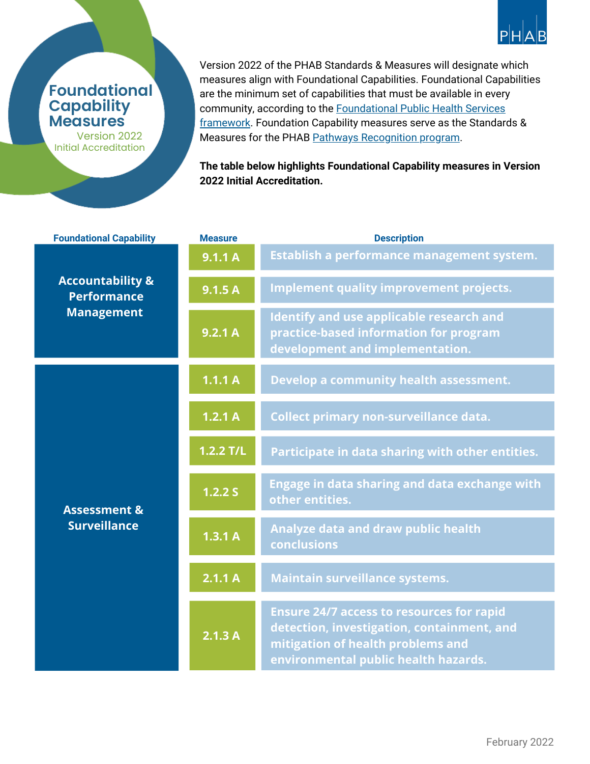PHAB

# Foundational Capability Measures

Version 2022
Initial Accreditation

Version 2022 of the PHAB Standards & Measures will designate which measures align with Foundational Capabilities. Foundational Capabilities are the minimum set of capabilities that must be available in every community, according to the Foundational Public Health Services framework. Foundation Capability measures serve as the Standards & Measures for the PHAB Pathways Recognition program.

**The table below highlights Foundational Capability measures in Version 2022 Initial Accreditation.**

| Foundational Capability | Measure | Description |
|---|---|---|
| Accountability & Performance Management | 9.1.1 A | Establish a performance management system. |
| | 9.1.5 A | Implement quality improvement projects. |
| | 9.2.1 A | Identify and use applicable research and practice-based information for program development and implementation. |
| Assessment & Surveillance | 1.1.1 A | Develop a community health assessment. |
| | 1.2.1 A | Collect primary non-surveillance data. |
| | 1.2.2 T/L | Participate in data sharing with other entities. |
| | 1.2.2 S | Engage in data sharing and data exchange with other entities. |
| | 1.3.1 A | Analyze data and draw public health conclusions |
| | 2.1.1 A | Maintain surveillance systems. |
| | 2.1.3 A | Ensure 24/7 access to resources for rapid detection, investigation, containment, and mitigation of health problems and environmental public health hazards. |

February 2022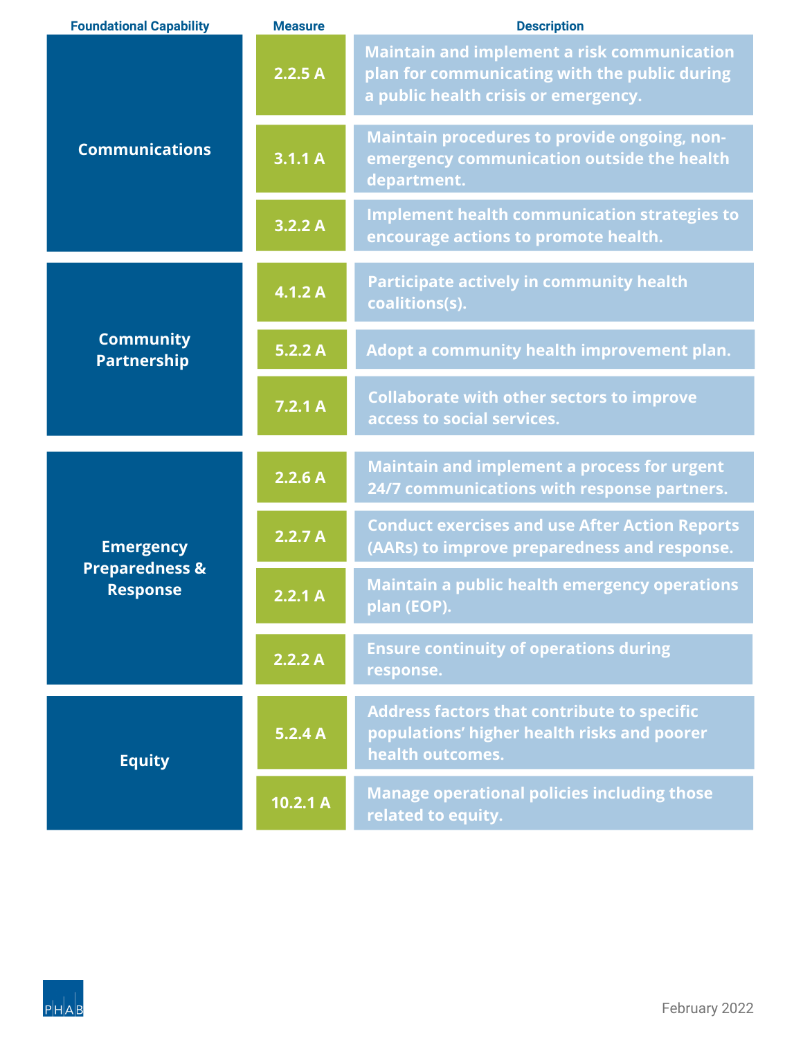| Foundational Capability | Measure | Description |
| --- | --- | --- |
| Communications | 2.2.5 A | Maintain and implement a risk communication plan for communicating with the public during a public health crisis or emergency. |
| | 3.1.1 A | Maintain procedures to provide ongoing, non-emergency communication outside the health department. |
| | 3.2.2 A | Implement health communication strategies to encourage actions to promote health. |
| Community Partnership | 4.1.2 A | Participate actively in community health coalitions(s). |
| | 5.2.2 A | Adopt a community health improvement plan. |
| | 7.2.1 A | Collaborate with other sectors to improve access to social services. |
| Emergency Preparedness & Response | 2.2.6 A | Maintain and implement a process for urgent 24/7 communications with response partners. |
| | 2.2.7 A | Conduct exercises and use After Action Reports (AARs) to improve preparedness and response. |
| | 2.2.1 A | Maintain a public health emergency operations plan (EOP). |
| | 2.2.2 A | Ensure continuity of operations during response. |
| Equity | 5.2.4 A | Address factors that contribute to specific populations' higher health risks and poorer health outcomes. |
| | 10.2.1 A | Manage operational policies including those related to equity. |

PHAB

February 2022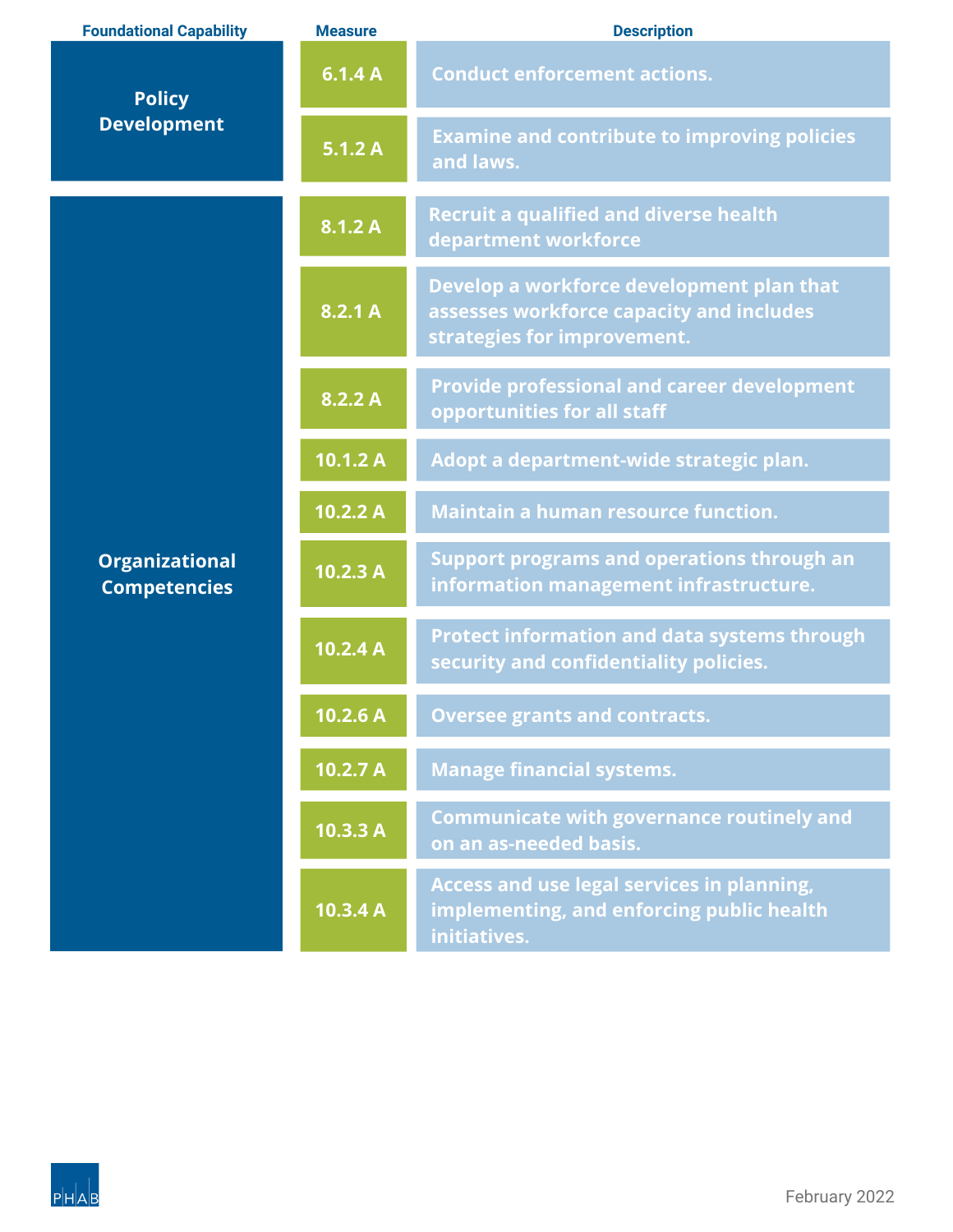| Foundational Capability | Measure | Description |
|---|---|---|
| Policy Development | 6.1.4 A | Conduct enforcement actions. |
| | 5.1.2 A | Examine and contribute to improving policies and laws. |
| Organizational Competencies | 8.1.2 A | Recruit a qualified and diverse health department workforce |
| | 8.2.1 A | Develop a workforce development plan that assesses workforce capacity and includes strategies for improvement. |
| | 8.2.2 A | Provide professional and career development opportunities for all staff |
| | 10.1.2 A | Adopt a department-wide strategic plan. |
| | 10.2.2 A | Maintain a human resource function. |
| | 10.2.3 A | Support programs and operations through an information management infrastructure. |
| | 10.2.4 A | Protect information and data systems through security and confidentiality policies. |
| | 10.2.6 A | Oversee grants and contracts. |
| | 10.2.7 A | Manage financial systems. |
| | 10.3.3 A | Communicate with governance routinely and on an as-needed basis. |
| | 10.3.4 A | Access and use legal services in planning, implementing, and enforcing public health initiatives. |

February 2022